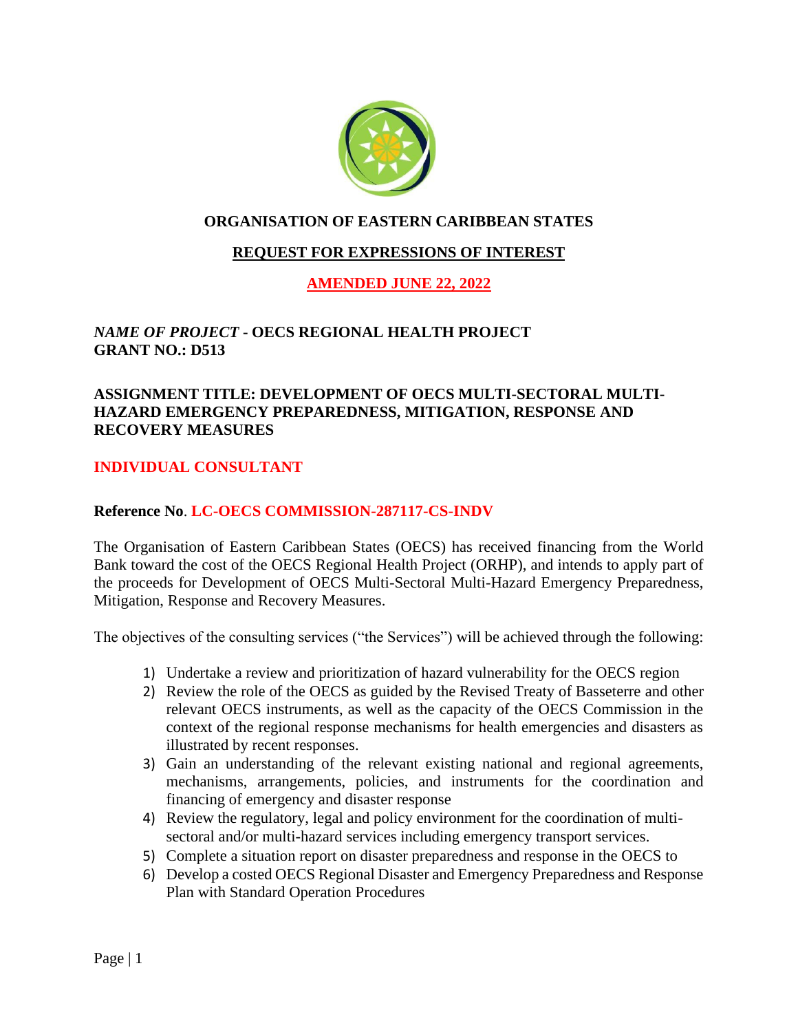# ORGANISATION OF EASTERN CARIBBEAN STATES

## REQUEST FOR EXPRESSIONS OF INTEREST

## AMENDED JUNE 22, 2022

***NAME OF PROJECT* - OECS REGIONAL HEALTH PROJECT**
**GRANT NO.: D513**

**ASSIGNMENT TITLE: DEVELOPMENT OF OECS MULTI-SECTORAL MULTI-HAZARD EMERGENCY PREPAREDNESS, MITIGATION, RESPONSE AND RECOVERY MEASURES**

**INDIVIDUAL CONSULTANT**

**Reference No. LC-OECS COMMISSION-287117-CS-INDV**

The Organisation of Eastern Caribbean States (OECS) has received financing from the World Bank toward the cost of the OECS Regional Health Project (ORHP), and intends to apply part of the proceeds for Development of OECS Multi-Sectoral Multi-Hazard Emergency Preparedness, Mitigation, Response and Recovery Measures.

The objectives of the consulting services ("the Services") will be achieved through the following:

1) Undertake a review and prioritization of hazard vulnerability for the OECS region
2) Review the role of the OECS as guided by the Revised Treaty of Basseterre and other relevant OECS instruments, as well as the capacity of the OECS Commission in the context of the regional response mechanisms for health emergencies and disasters as illustrated by recent responses.
3) Gain an understanding of the relevant existing national and regional agreements, mechanisms, arrangements, policies, and instruments for the coordination and financing of emergency and disaster response
4) Review the regulatory, legal and policy environment for the coordination of multi-sectoral and/or multi-hazard services including emergency transport services.
5) Complete a situation report on disaster preparedness and response in the OECS to
6) Develop a costed OECS Regional Disaster and Emergency Preparedness and Response Plan with Standard Operation Procedures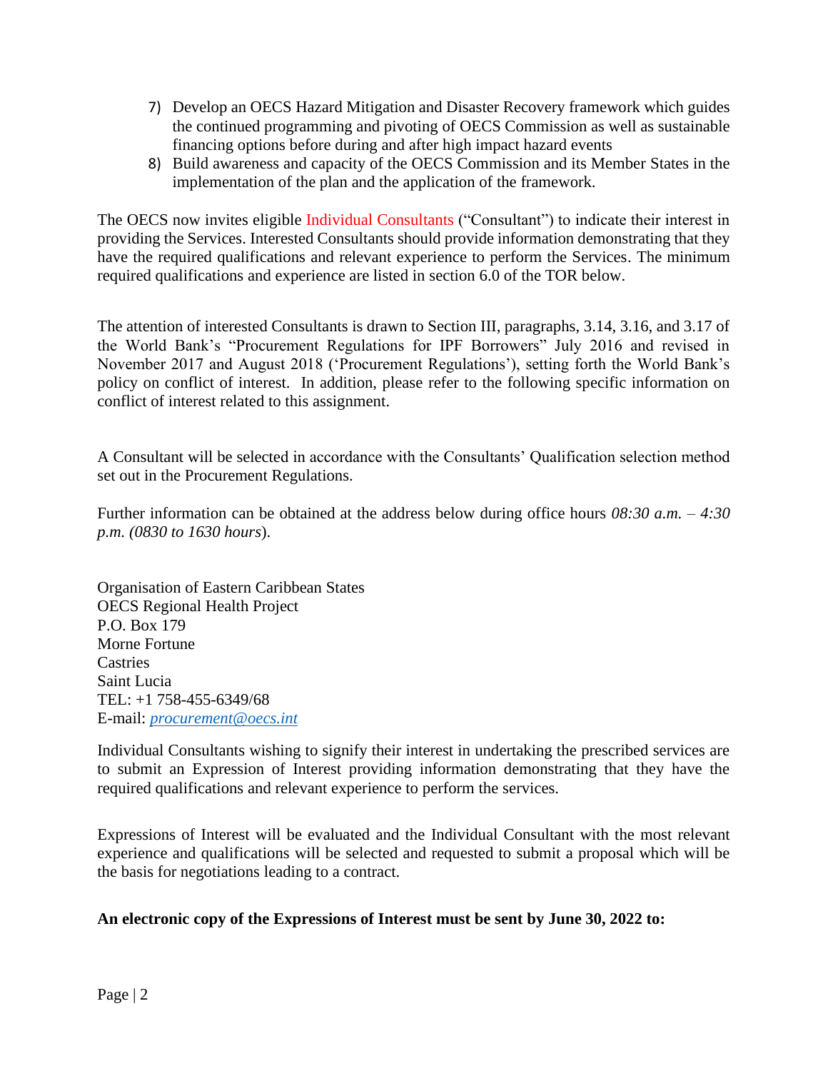7) Develop an OECS Hazard Mitigation and Disaster Recovery framework which guides the continued programming and pivoting of OECS Commission as well as sustainable financing options before during and after high impact hazard events
8) Build awareness and capacity of the OECS Commission and its Member States in the implementation of the plan and the application of the framework.

The OECS now invites eligible Individual Consultants ("Consultant") to indicate their interest in providing the Services. Interested Consultants should provide information demonstrating that they have the required qualifications and relevant experience to perform the Services. The minimum required qualifications and experience are listed in section 6.0 of the TOR below.

The attention of interested Consultants is drawn to Section III, paragraphs, 3.14, 3.16, and 3.17 of the World Bank's "Procurement Regulations for IPF Borrowers" July 2016 and revised in November 2017 and August 2018 ('Procurement Regulations'), setting forth the World Bank's policy on conflict of interest. In addition, please refer to the following specific information on conflict of interest related to this assignment.

A Consultant will be selected in accordance with the Consultants' Qualification selection method set out in the Procurement Regulations.

Further information can be obtained at the address below during office hours *08:30 a.m. – 4:30 p.m. (0830 to 1630 hours*).

Organisation of Eastern Caribbean States
OECS Regional Health Project
P.O. Box 179
Morne Fortune
Castries
Saint Lucia
TEL: +1 758-455-6349/68
E-mail: *procurement@oecs.int*

Individual Consultants wishing to signify their interest in undertaking the prescribed services are to submit an Expression of Interest providing information demonstrating that they have the required qualifications and relevant experience to perform the services.

Expressions of Interest will be evaluated and the Individual Consultant with the most relevant experience and qualifications will be selected and requested to submit a proposal which will be the basis for negotiations leading to a contract.

**An electronic copy of the Expressions of Interest must be sent by June 30, 2022 to:**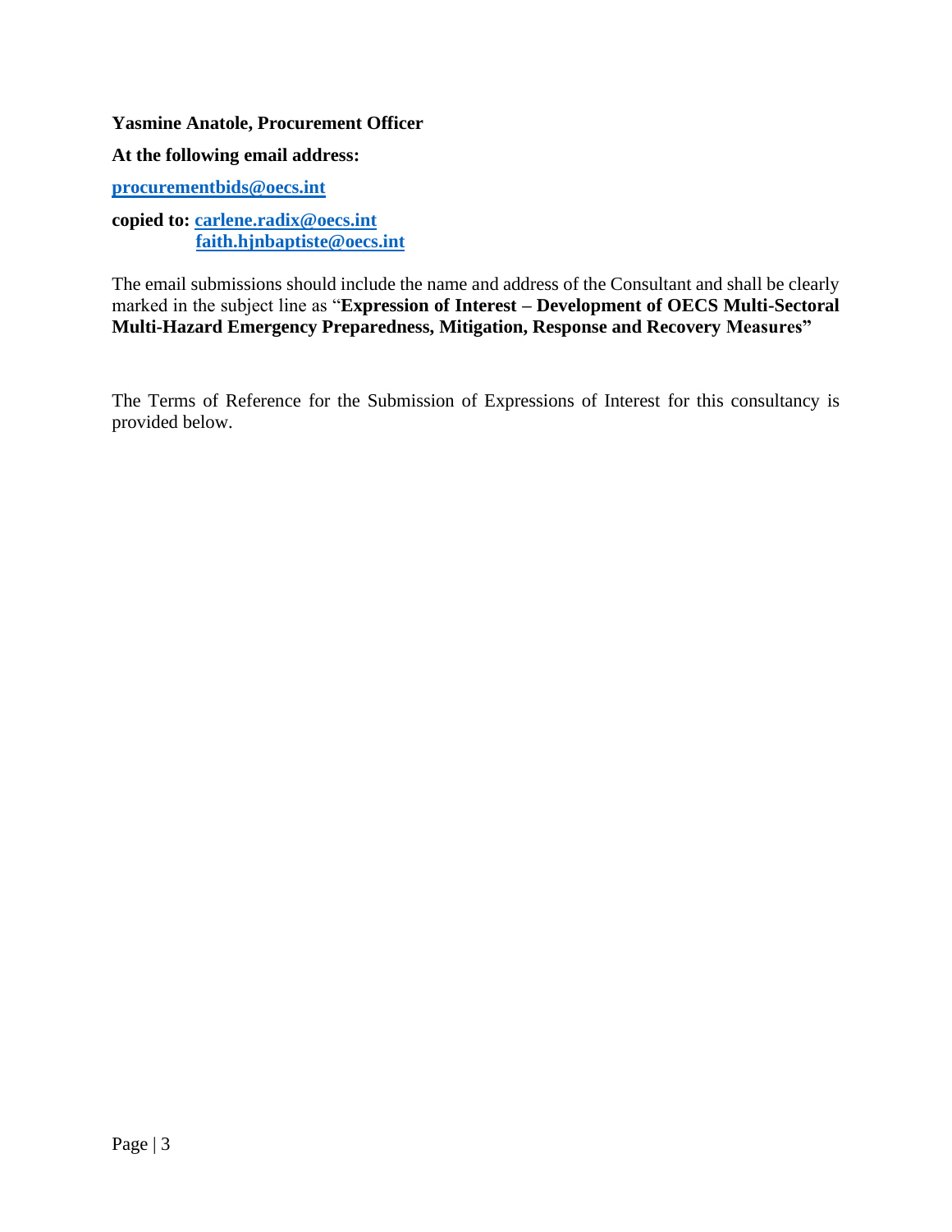**Yasmine Anatole, Procurement Officer**

**At the following email address:**

**procurementbids@oecs.int**

**copied to:** **carlene.radix@oecs.int**
**faith.hjnbaptiste@oecs.int**

The email submissions should include the name and address of the Consultant and shall be clearly marked in the subject line as "**Expression of Interest – Development of OECS Multi-Sectoral Multi-Hazard Emergency Preparedness, Mitigation, Response and Recovery Measures"**

The Terms of Reference for the Submission of Expressions of Interest for this consultancy is provided below.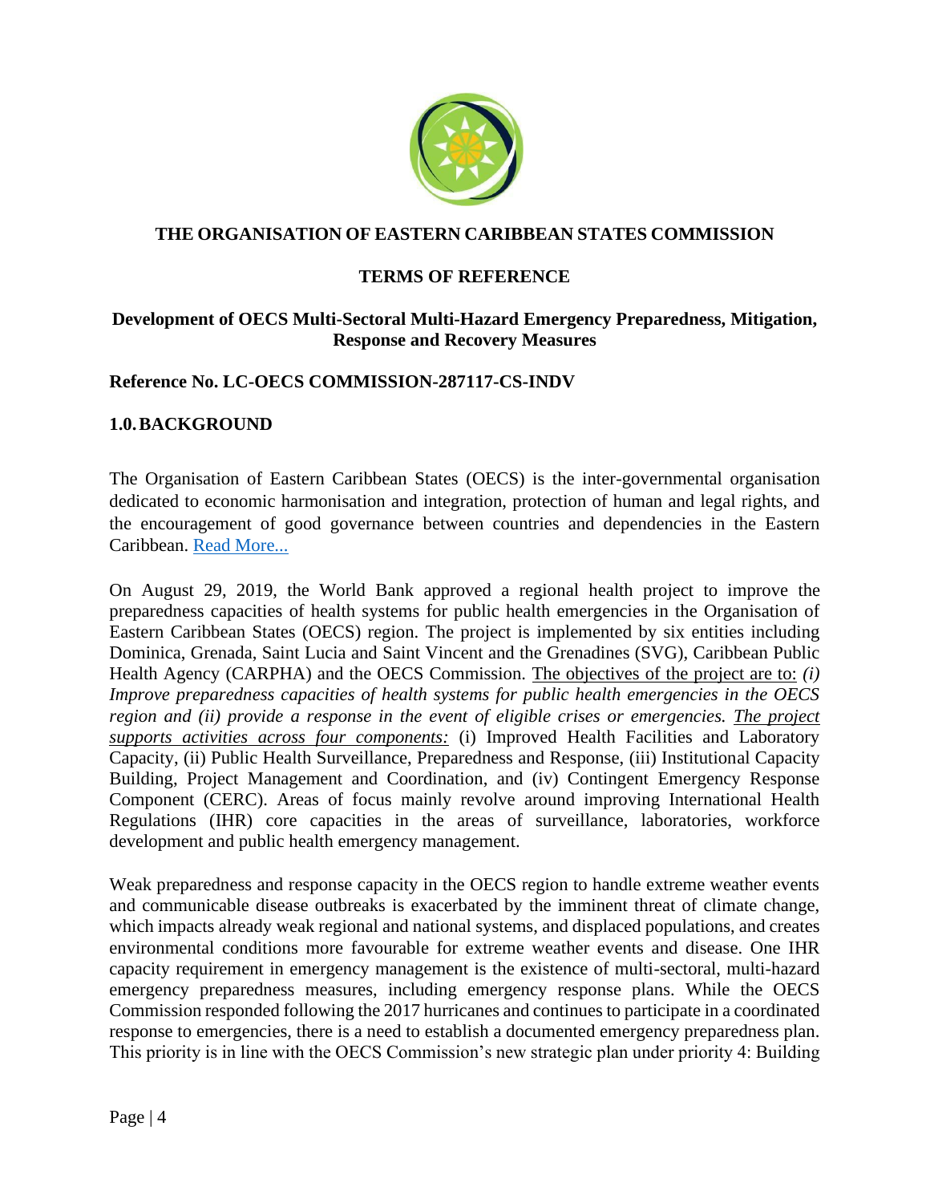**THE ORGANISATION OF EASTERN CARIBBEAN STATES COMMISSION**

**TERMS OF REFERENCE**

**Development of OECS Multi-Sectoral Multi-Hazard Emergency Preparedness, Mitigation, Response and Recovery Measures**

**Reference No. LC-OECS COMMISSION-287117-CS-INDV**

## 1.0. BACKGROUND

The Organisation of Eastern Caribbean States (OECS) is the inter-governmental organisation dedicated to economic harmonisation and integration, protection of human and legal rights, and the encouragement of good governance between countries and dependencies in the Eastern Caribbean. [Read More...]

On August 29, 2019, the World Bank approved a regional health project to improve the preparedness capacities of health systems for public health emergencies in the Organisation of Eastern Caribbean States (OECS) region. The project is implemented by six entities including Dominica, Grenada, Saint Lucia and Saint Vincent and the Grenadines (SVG), Caribbean Public Health Agency (CARPHA) and the OECS Commission. The objectives of the project are to: *(i) Improve preparedness capacities of health systems for public health emergencies in the OECS region and (ii) provide a response in the event of eligible crises or emergencies.* *The project supports activities across four components:* (i) Improved Health Facilities and Laboratory Capacity, (ii) Public Health Surveillance, Preparedness and Response, (iii) Institutional Capacity Building, Project Management and Coordination, and (iv) Contingent Emergency Response Component (CERC). Areas of focus mainly revolve around improving International Health Regulations (IHR) core capacities in the areas of surveillance, laboratories, workforce development and public health emergency management.

Weak preparedness and response capacity in the OECS region to handle extreme weather events and communicable disease outbreaks is exacerbated by the imminent threat of climate change, which impacts already weak regional and national systems, and displaced populations, and creates environmental conditions more favourable for extreme weather events and disease. One IHR capacity requirement in emergency management is the existence of multi-sectoral, multi-hazard emergency preparedness measures, including emergency response plans. While the OECS Commission responded following the 2017 hurricanes and continues to participate in a coordinated response to emergencies, there is a need to establish a documented emergency preparedness plan. This priority is in line with the OECS Commission's new strategic plan under priority 4: Building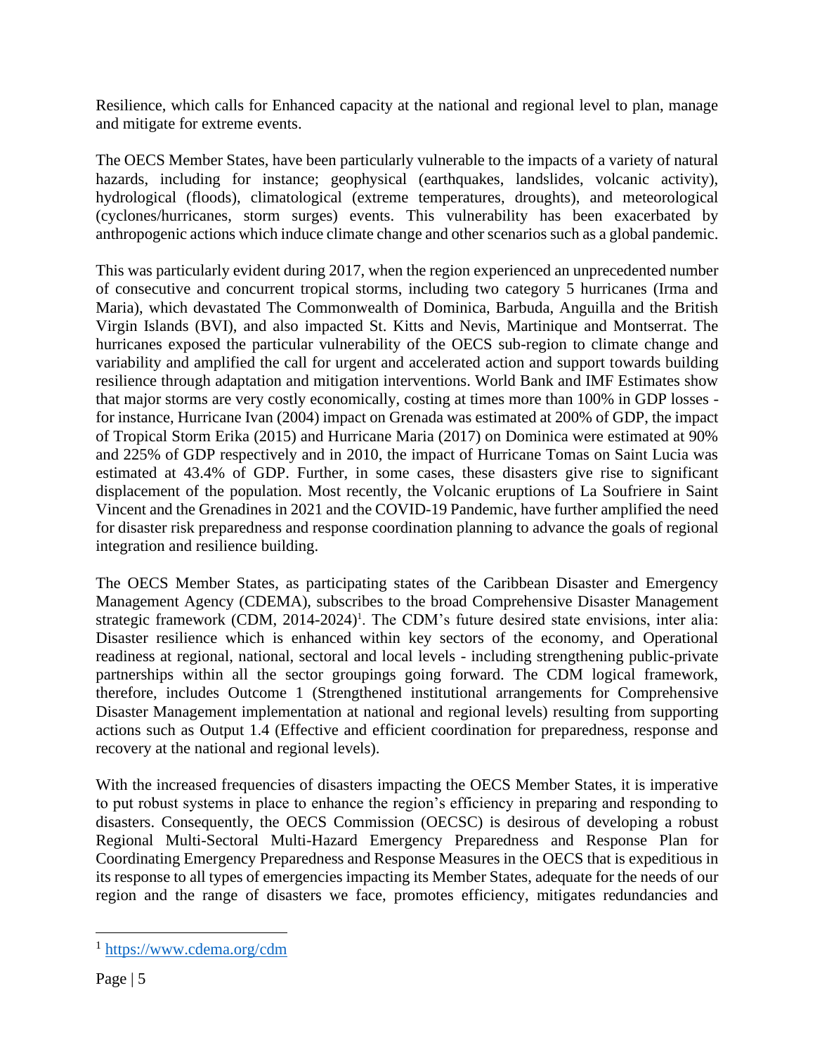Resilience, which calls for Enhanced capacity at the national and regional level to plan, manage and mitigate for extreme events.

The OECS Member States, have been particularly vulnerable to the impacts of a variety of natural hazards, including for instance; geophysical (earthquakes, landslides, volcanic activity), hydrological (floods), climatological (extreme temperatures, droughts), and meteorological (cyclones/hurricanes, storm surges) events. This vulnerability has been exacerbated by anthropogenic actions which induce climate change and other scenarios such as a global pandemic.

This was particularly evident during 2017, when the region experienced an unprecedented number of consecutive and concurrent tropical storms, including two category 5 hurricanes (Irma and Maria), which devastated The Commonwealth of Dominica, Barbuda, Anguilla and the British Virgin Islands (BVI), and also impacted St. Kitts and Nevis, Martinique and Montserrat. The hurricanes exposed the particular vulnerability of the OECS sub-region to climate change and variability and amplified the call for urgent and accelerated action and support towards building resilience through adaptation and mitigation interventions. World Bank and IMF Estimates show that major storms are very costly economically, costing at times more than 100% in GDP losses - for instance, Hurricane Ivan (2004) impact on Grenada was estimated at 200% of GDP, the impact of Tropical Storm Erika (2015) and Hurricane Maria (2017) on Dominica were estimated at 90% and 225% of GDP respectively and in 2010, the impact of Hurricane Tomas on Saint Lucia was estimated at 43.4% of GDP. Further, in some cases, these disasters give rise to significant displacement of the population. Most recently, the Volcanic eruptions of La Soufriere in Saint Vincent and the Grenadines in 2021 and the COVID-19 Pandemic, have further amplified the need for disaster risk preparedness and response coordination planning to advance the goals of regional integration and resilience building.

The OECS Member States, as participating states of the Caribbean Disaster and Emergency Management Agency (CDEMA), subscribes to the broad Comprehensive Disaster Management strategic framework (CDM, 2014-2024)[1]. The CDM's future desired state envisions, inter alia: Disaster resilience which is enhanced within key sectors of the economy, and Operational readiness at regional, national, sectoral and local levels - including strengthening public-private partnerships within all the sector groupings going forward. The CDM logical framework, therefore, includes Outcome 1 (Strengthened institutional arrangements for Comprehensive Disaster Management implementation at national and regional levels) resulting from supporting actions such as Output 1.4 (Effective and efficient coordination for preparedness, response and recovery at the national and regional levels).

With the increased frequencies of disasters impacting the OECS Member States, it is imperative to put robust systems in place to enhance the region's efficiency in preparing and responding to disasters. Consequently, the OECS Commission (OECSC) is desirous of developing a robust Regional Multi-Sectoral Multi-Hazard Emergency Preparedness and Response Plan for Coordinating Emergency Preparedness and Response Measures in the OECS that is expeditious in its response to all types of emergencies impacting its Member States, adequate for the needs of our region and the range of disasters we face, promotes efficiency, mitigates redundancies and

---

[1] https://www.cdema.org/cdm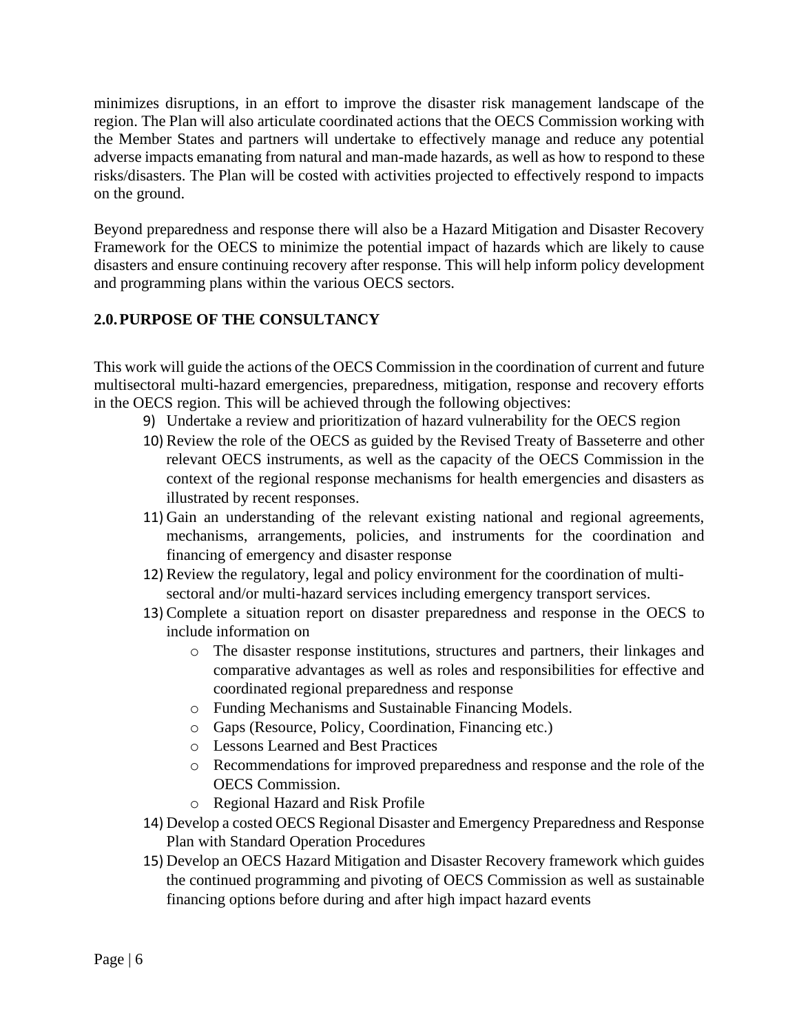minimizes disruptions, in an effort to improve the disaster risk management landscape of the region. The Plan will also articulate coordinated actions that the OECS Commission working with the Member States and partners will undertake to effectively manage and reduce any potential adverse impacts emanating from natural and man-made hazards, as well as how to respond to these risks/disasters. The Plan will be costed with activities projected to effectively respond to impacts on the ground.

Beyond preparedness and response there will also be a Hazard Mitigation and Disaster Recovery Framework for the OECS to minimize the potential impact of hazards which are likely to cause disasters and ensure continuing recovery after response. This will help inform policy development and programming plans within the various OECS sectors.

## 2.0. PURPOSE OF THE CONSULTANCY

This work will guide the actions of the OECS Commission in the coordination of current and future multisectoral multi-hazard emergencies, preparedness, mitigation, response and recovery efforts in the OECS region. This will be achieved through the following objectives:

9) Undertake a review and prioritization of hazard vulnerability for the OECS region
10) Review the role of the OECS as guided by the Revised Treaty of Basseterre and other relevant OECS instruments, as well as the capacity of the OECS Commission in the context of the regional response mechanisms for health emergencies and disasters as illustrated by recent responses.
11) Gain an understanding of the relevant existing national and regional agreements, mechanisms, arrangements, policies, and instruments for the coordination and financing of emergency and disaster response
12) Review the regulatory, legal and policy environment for the coordination of multi-sectoral and/or multi-hazard services including emergency transport services.
13) Complete a situation report on disaster preparedness and response in the OECS to include information on
    - The disaster response institutions, structures and partners, their linkages and comparative advantages as well as roles and responsibilities for effective and coordinated regional preparedness and response
    - Funding Mechanisms and Sustainable Financing Models.
    - Gaps (Resource, Policy, Coordination, Financing etc.)
    - Lessons Learned and Best Practices
    - Recommendations for improved preparedness and response and the role of the OECS Commission.
    - Regional Hazard and Risk Profile
14) Develop a costed OECS Regional Disaster and Emergency Preparedness and Response Plan with Standard Operation Procedures
15) Develop an OECS Hazard Mitigation and Disaster Recovery framework which guides the continued programming and pivoting of OECS Commission as well as sustainable financing options before during and after high impact hazard events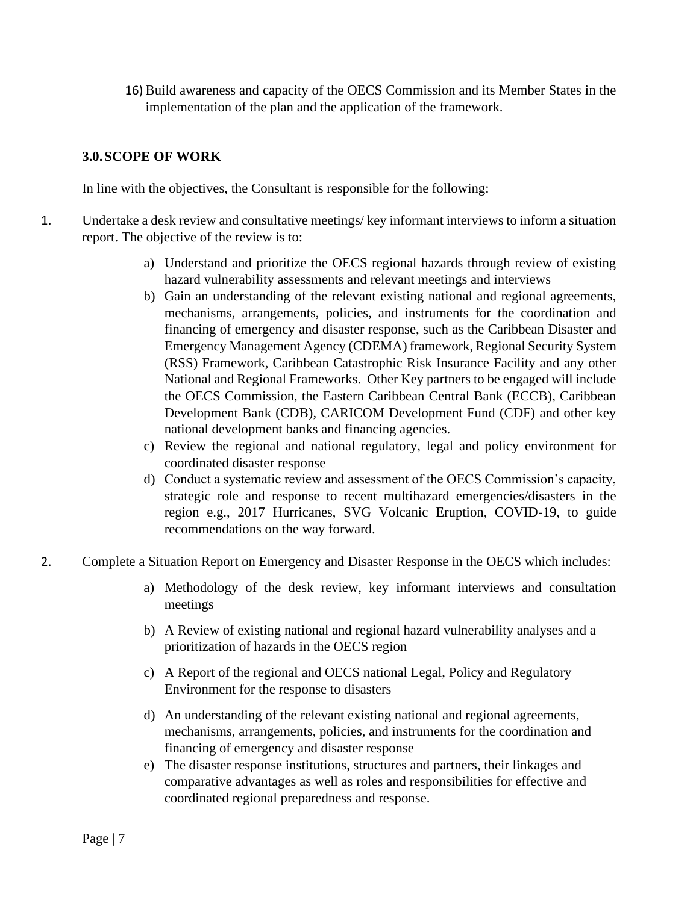16) Build awareness and capacity of the OECS Commission and its Member States in the implementation of the plan and the application of the framework.

### 3.0. SCOPE OF WORK

In line with the objectives, the Consultant is responsible for the following:

1. Undertake a desk review and consultative meetings/ key informant interviews to inform a situation report. The objective of the review is to:
   a) Understand and prioritize the OECS regional hazards through review of existing hazard vulnerability assessments and relevant meetings and interviews
   b) Gain an understanding of the relevant existing national and regional agreements, mechanisms, arrangements, policies, and instruments for the coordination and financing of emergency and disaster response, such as the Caribbean Disaster and Emergency Management Agency (CDEMA) framework, Regional Security System (RSS) Framework, Caribbean Catastrophic Risk Insurance Facility and any other National and Regional Frameworks. Other Key partners to be engaged will include the OECS Commission, the Eastern Caribbean Central Bank (ECCB), Caribbean Development Bank (CDB), CARICOM Development Fund (CDF) and other key national development banks and financing agencies.
   c) Review the regional and national regulatory, legal and policy environment for coordinated disaster response
   d) Conduct a systematic review and assessment of the OECS Commission's capacity, strategic role and response to recent multihazard emergencies/disasters in the region e.g., 2017 Hurricanes, SVG Volcanic Eruption, COVID-19, to guide recommendations on the way forward.

2. Complete a Situation Report on Emergency and Disaster Response in the OECS which includes:
   a) Methodology of the desk review, key informant interviews and consultation meetings
   b) A Review of existing national and regional hazard vulnerability analyses and a prioritization of hazards in the OECS region
   c) A Report of the regional and OECS national Legal, Policy and Regulatory Environment for the response to disasters
   d) An understanding of the relevant existing national and regional agreements, mechanisms, arrangements, policies, and instruments for the coordination and financing of emergency and disaster response
   e) The disaster response institutions, structures and partners, their linkages and comparative advantages as well as roles and responsibilities for effective and coordinated regional preparedness and response.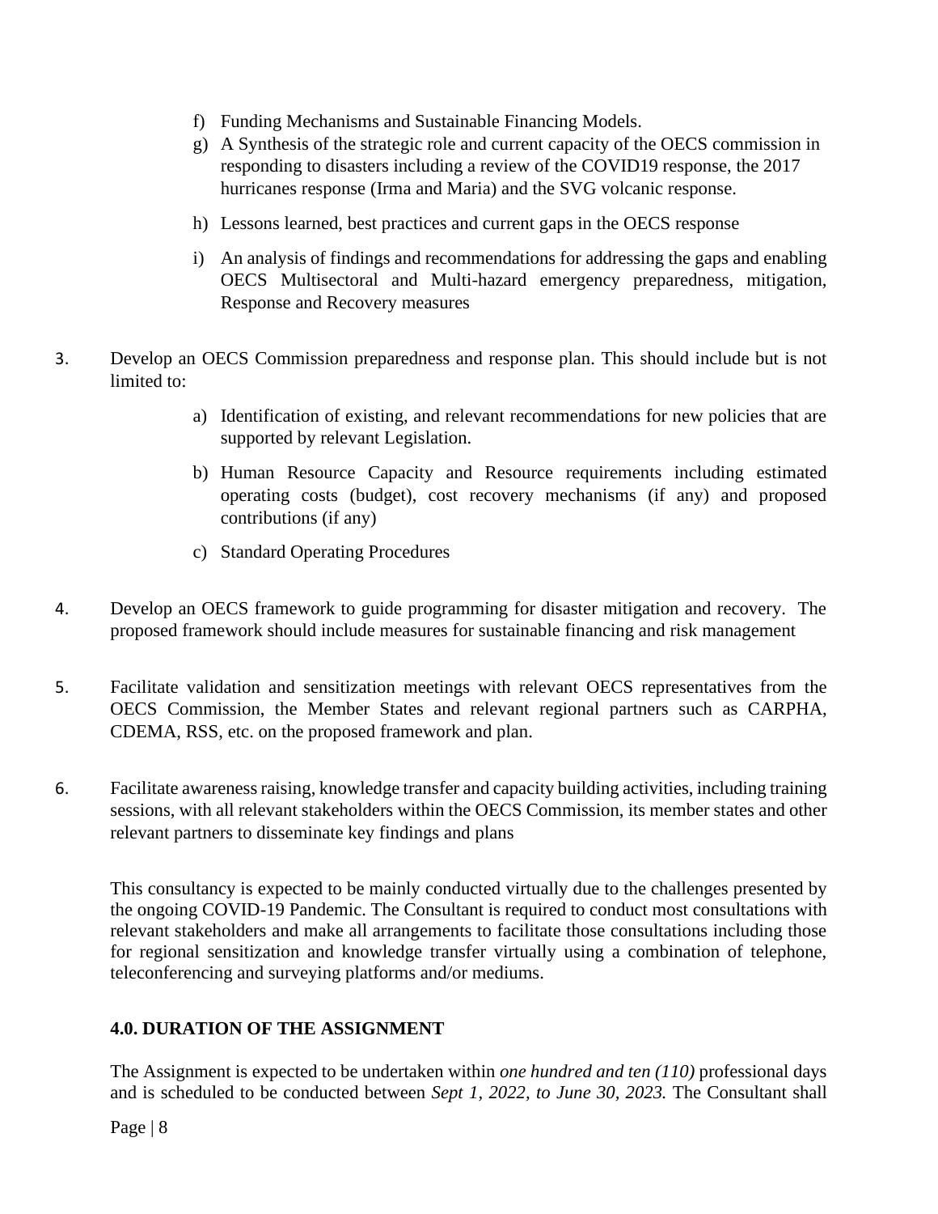f) Funding Mechanisms and Sustainable Financing Models.
g) A Synthesis of the strategic role and current capacity of the OECS commission in responding to disasters including a review of the COVID19 response, the 2017 hurricanes response (Irma and Maria) and the SVG volcanic response.
h) Lessons learned, best practices and current gaps in the OECS response
i) An analysis of findings and recommendations for addressing the gaps and enabling OECS Multisectoral and Multi-hazard emergency preparedness, mitigation, Response and Recovery measures

3. Develop an OECS Commission preparedness and response plan. This should include but is not limited to:
    a) Identification of existing, and relevant recommendations for new policies that are supported by relevant Legislation.
    b) Human Resource Capacity and Resource requirements including estimated operating costs (budget), cost recovery mechanisms (if any) and proposed contributions (if any)
    c) Standard Operating Procedures

4. Develop an OECS framework to guide programming for disaster mitigation and recovery. The proposed framework should include measures for sustainable financing and risk management

5. Facilitate validation and sensitization meetings with relevant OECS representatives from the OECS Commission, the Member States and relevant regional partners such as CARPHA, CDEMA, RSS, etc. on the proposed framework and plan.

6. Facilitate awareness raising, knowledge transfer and capacity building activities, including training sessions, with all relevant stakeholders within the OECS Commission, its member states and other relevant partners to disseminate key findings and plans

This consultancy is expected to be mainly conducted virtually due to the challenges presented by the ongoing COVID-19 Pandemic. The Consultant is required to conduct most consultations with relevant stakeholders and make all arrangements to facilitate those consultations including those for regional sensitization and knowledge transfer virtually using a combination of telephone, teleconferencing and surveying platforms and/or mediums.

## 4.0. DURATION OF THE ASSIGNMENT

The Assignment is expected to be undertaken within *one hundred and ten (110)* professional days and is scheduled to be conducted between *Sept 1, 2022, to June 30, 2023.* The Consultant shall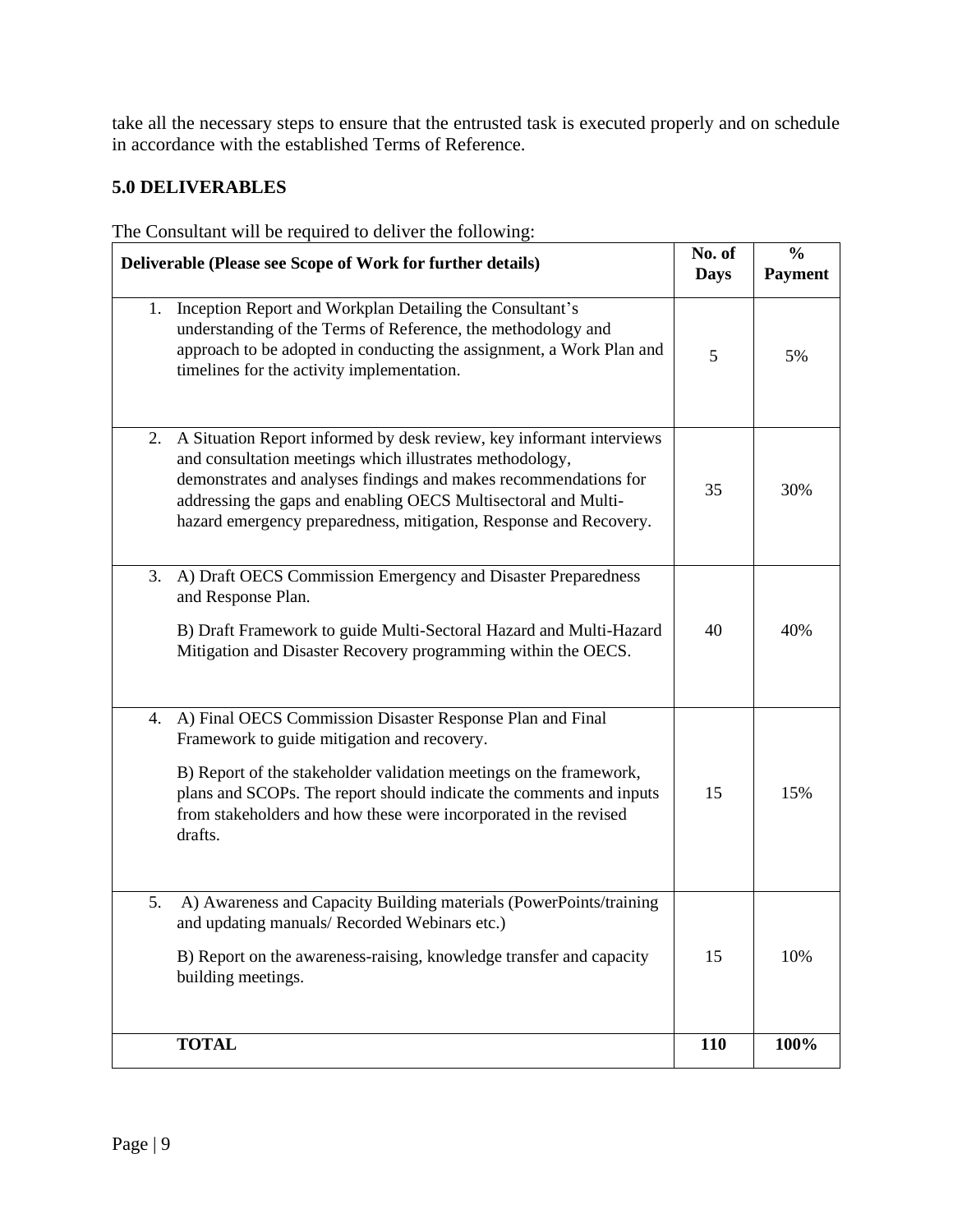take all the necessary steps to ensure that the entrusted task is executed properly and on schedule in accordance with the established Terms of Reference.

## 5.0 DELIVERABLES

The Consultant will be required to deliver the following:

| Deliverable (Please see Scope of Work for further details) | No. of Days | % Payment |
|---|---|---|
| 1. Inception Report and Workplan Detailing the Consultant's understanding of the Terms of Reference, the methodology and approach to be adopted in conducting the assignment, a Work Plan and timelines for the activity implementation. | 5 | 5% |
| 2. A Situation Report informed by desk review, key informant interviews and consultation meetings which illustrates methodology, demonstrates and analyses findings and makes recommendations for addressing the gaps and enabling OECS Multisectoral and Multi-hazard emergency preparedness, mitigation, Response and Recovery. | 35 | 30% |
| 3. A) Draft OECS Commission Emergency and Disaster Preparedness and Response Plan.<br><br>B) Draft Framework to guide Multi-Sectoral Hazard and Multi-Hazard Mitigation and Disaster Recovery programming within the OECS. | 40 | 40% |
| 4. A) Final OECS Commission Disaster Response Plan and Final Framework to guide mitigation and recovery.<br><br>B) Report of the stakeholder validation meetings on the framework, plans and SCOPs. The report should indicate the comments and inputs from stakeholders and how these were incorporated in the revised drafts. | 15 | 15% |
| 5. A) Awareness and Capacity Building materials (PowerPoints/training and updating manuals/ Recorded Webinars etc.)<br><br>B) Report on the awareness-raising, knowledge transfer and capacity building meetings. | 15 | 10% |
| **TOTAL** | **110** | **100%** |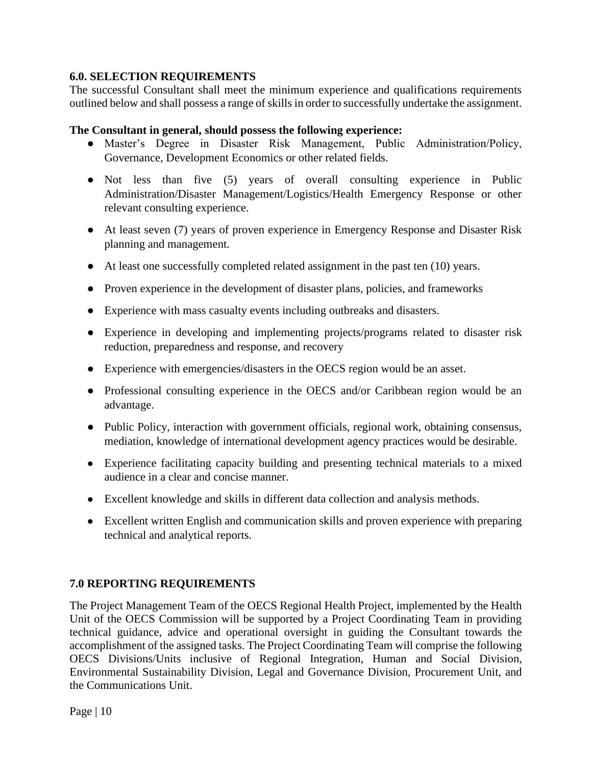## 6.0. SELECTION REQUIREMENTS

The successful Consultant shall meet the minimum experience and qualifications requirements outlined below and shall possess a range of skills in order to successfully undertake the assignment.

**The Consultant in general, should possess the following experience:**

- Master's Degree in Disaster Risk Management, Public Administration/Policy, Governance, Development Economics or other related fields.
- Not less than five (5) years of overall consulting experience in Public Administration/Disaster Management/Logistics/Health Emergency Response or other relevant consulting experience.
- At least seven (7) years of proven experience in Emergency Response and Disaster Risk planning and management.
- At least one successfully completed related assignment in the past ten (10) years.
- Proven experience in the development of disaster plans, policies, and frameworks
- Experience with mass casualty events including outbreaks and disasters.
- Experience in developing and implementing projects/programs related to disaster risk reduction, preparedness and response, and recovery
- Experience with emergencies/disasters in the OECS region would be an asset.
- Professional consulting experience in the OECS and/or Caribbean region would be an advantage.
- Public Policy, interaction with government officials, regional work, obtaining consensus, mediation, knowledge of international development agency practices would be desirable.
- Experience facilitating capacity building and presenting technical materials to a mixed audience in a clear and concise manner.
- Excellent knowledge and skills in different data collection and analysis methods.
- Excellent written English and communication skills and proven experience with preparing technical and analytical reports.

## 7.0 REPORTING REQUIREMENTS

The Project Management Team of the OECS Regional Health Project, implemented by the Health Unit of the OECS Commission will be supported by a Project Coordinating Team in providing technical guidance, advice and operational oversight in guiding the Consultant towards the accomplishment of the assigned tasks. The Project Coordinating Team will comprise the following OECS Divisions/Units inclusive of Regional Integration, Human and Social Division, Environmental Sustainability Division, Legal and Governance Division, Procurement Unit, and the Communications Unit.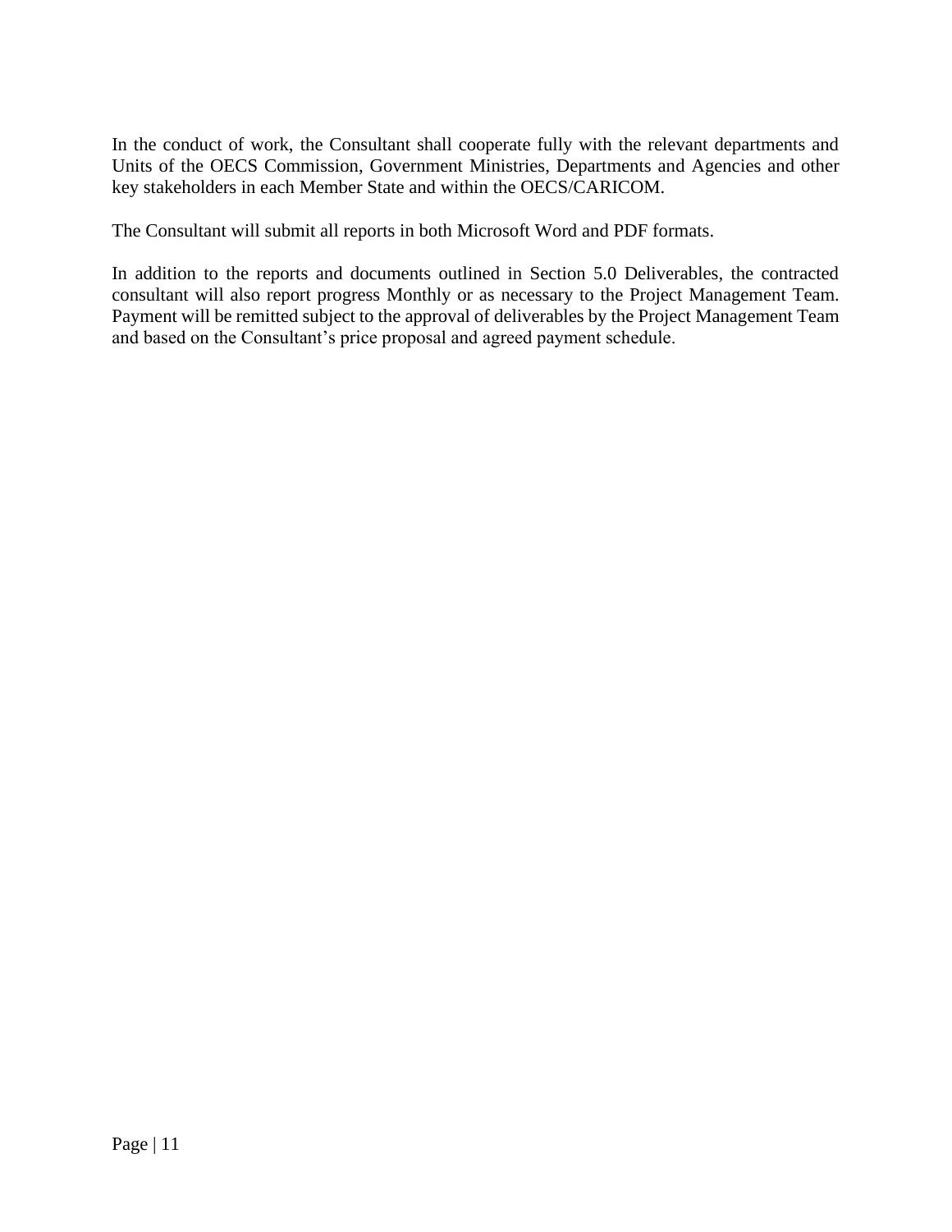In the conduct of work, the Consultant shall cooperate fully with the relevant departments and Units of the OECS Commission, Government Ministries, Departments and Agencies and other key stakeholders in each Member State and within the OECS/CARICOM.

The Consultant will submit all reports in both Microsoft Word and PDF formats.

In addition to the reports and documents outlined in Section 5.0 Deliverables, the contracted consultant will also report progress Monthly or as necessary to the Project Management Team. Payment will be remitted subject to the approval of deliverables by the Project Management Team and based on the Consultant's price proposal and agreed payment schedule.